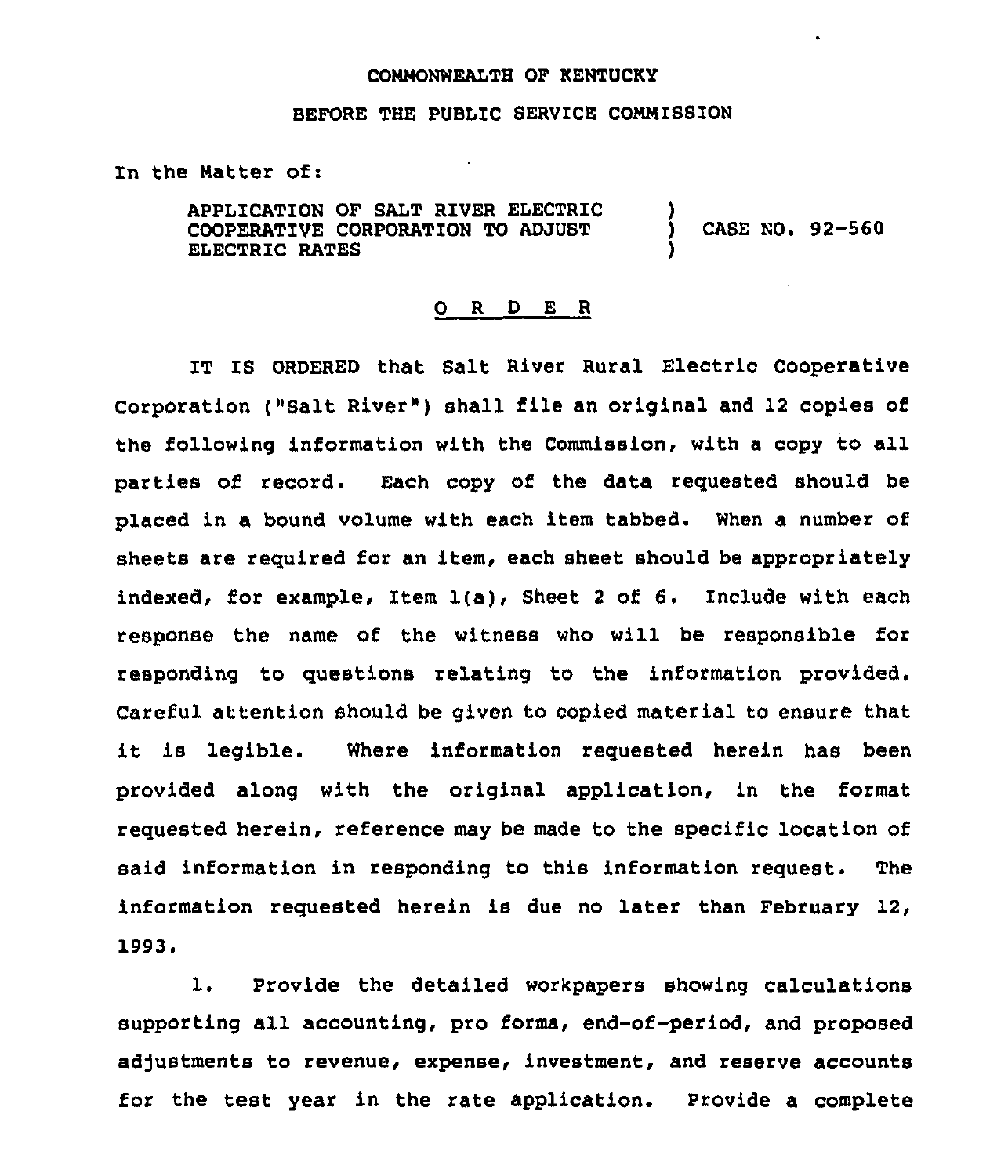COMMONWEALTH OF KENTUCKY

BEFORE THE PUBLIC SERVICE COMMISSION

In the Matter of:

| | | |
|---|---|---|
| APPLICATION OF SALT RIVER ELECTRIC COOPERATIVE CORPORATION TO ADJUST ELECTRIC RATES | ) ) ) | CASE NO. 92-560 |

## O R D E R

IT IS ORDERED that Salt River Rural Electric Cooperative Corporation ("Salt River") shall file an original and 12 copies of the following information with the Commission, with a copy to all parties of record. Each copy of the data requested should be placed in a bound volume with each item tabbed. When a number of sheets are required for an item, each sheet should be appropriately indexed, for example, Item 1(a), Sheet 2 of 6. Include with each response the name of the witness who will be responsible for responding to questions relating to the information provided. Careful attention should be given to copied material to ensure that it is legible. Where information requested herein has been provided along with the original application, in the format requested herein, reference may be made to the specific location of said information in responding to this information request. The information requested herein is due no later than February 12, 1993.

1. Provide the detailed workpapers showing calculations supporting all accounting, pro forma, end-of-period, and proposed adjustments to revenue, expense, investment, and reserve accounts for the test year in the rate application. Provide a complete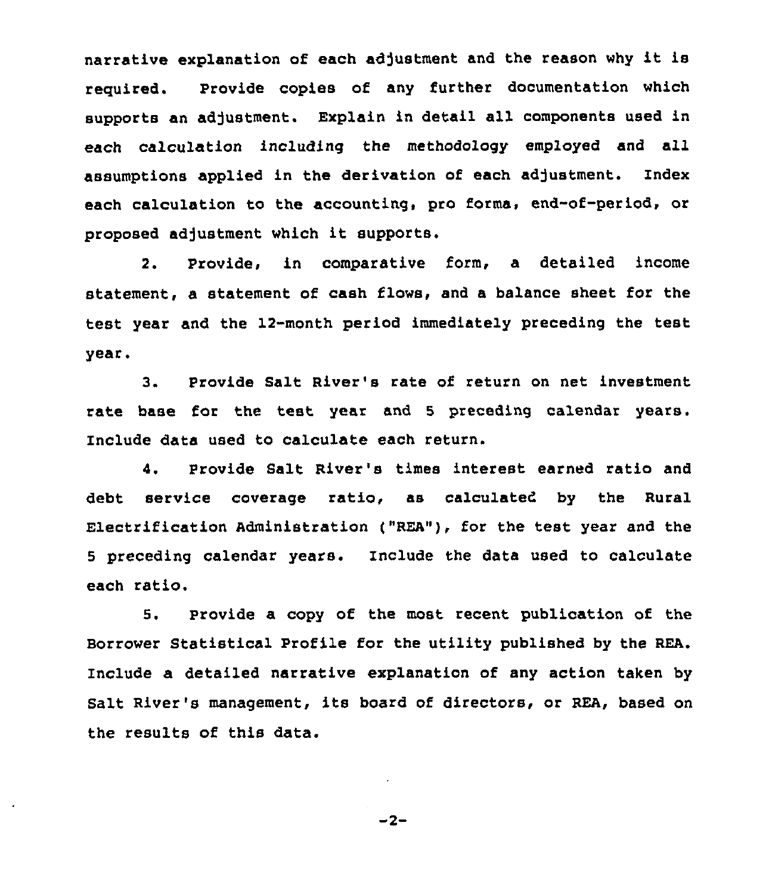narrative explanation of each adjustment and the reason why it is required. Provide copies of any further documentation which supports an adjustment. Explain in detail all components used in each calculation including the methodology employed and all assumptions applied in the derivation of each adjustment. Index each calculation to the accounting, pro forma, end-of-period, or proposed adjustment which it supports.

2. Provide, in comparative form, a detailed income statement, a statement of cash flows, and a balance sheet for the test year and the 12-month period immediately preceding the test year.

3. Provide Salt River's rate of return on net investment rate base for the test year and 5 preceding calendar years. Include data used to calculate each return.

4. Provide Salt River's times interest earned ratio and debt service coverage ratio, as calculated by the Rural Electrification Administration ("REA"), for the test year and the 5 preceding calendar years. Include the data used to calculate each ratio.

5. Provide a copy of the most recent publication of the Borrower Statistical Profile for the utility published by the REA. Include a detailed narrative explanation of any action taken by Salt River's management, its board of directors, or REA, based on the results of this data.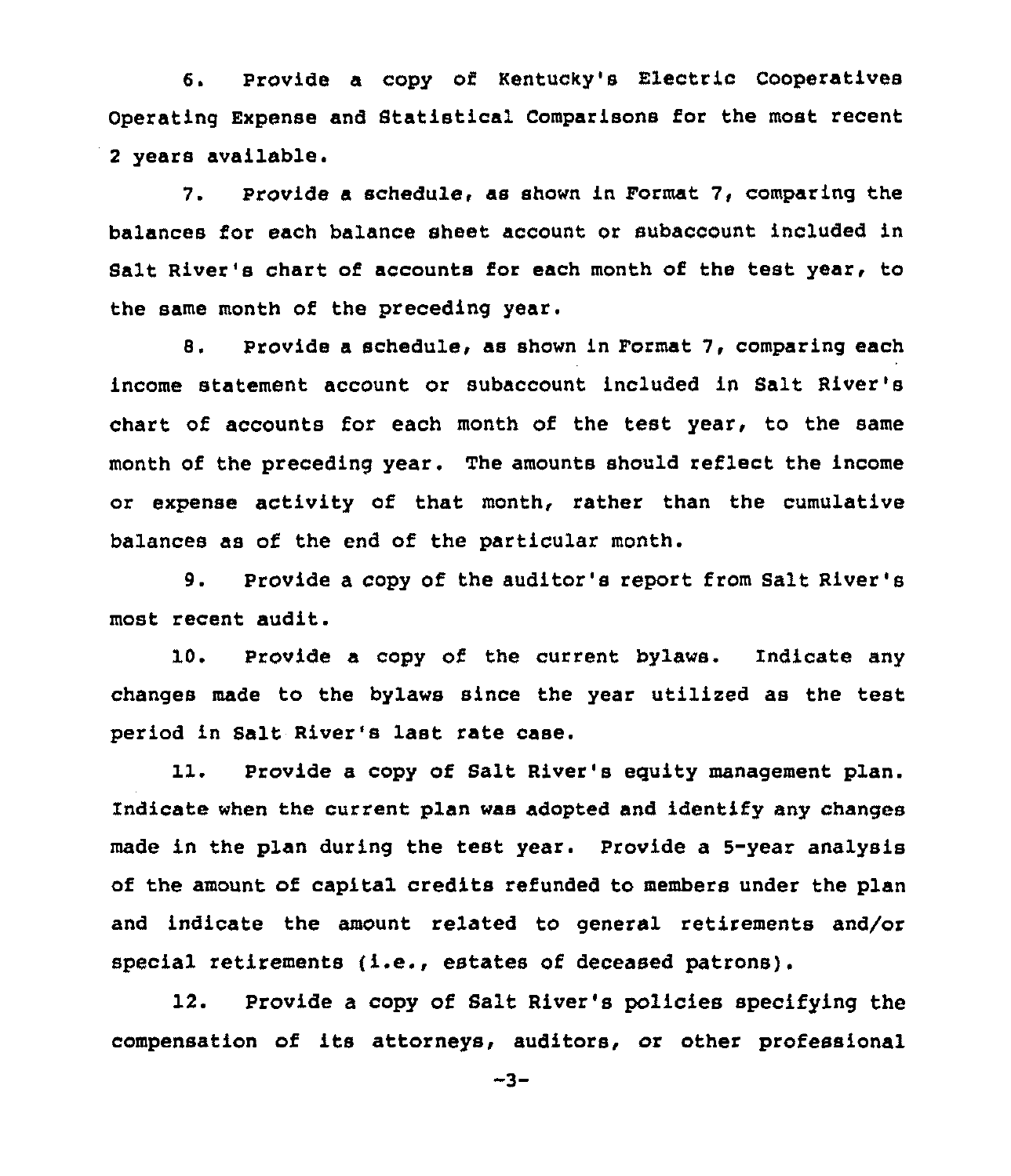6. Provide a copy of Kentucky's Electric Cooperatives Operating Expense and Statistical Comparisons for the most recent 2 years available.

7. Provide a schedule, as shown in Format 7, comparing the balances for each balance sheet account or subaccount included in Salt River's chart of accounts for each month of the test year, to the same month of the preceding year.

8. Provide a schedule, as shown in Format 7, comparing each income statement account or subaccount included in Salt River's chart of accounts for each month of the test year, to the same month of the preceding year. The amounts should reflect the income or expense activity of that month, rather than the cumulative balances as of the end of the particular month.

9. Provide a copy of the auditor's report from Salt River's most recent audit.

10. Provide a copy of the current bylaws. Indicate any changes made to the bylaws since the year utilized as the test period in Salt River's last rate case.

11. Provide a copy of Salt River's equity management plan. Indicate when the current plan was adopted and identify any changes made in the plan during the test year. Provide a 5-year analysis of the amount of capital credits refunded to members under the plan and indicate the amount related to general retirements and/or special retirements (i.e., estates of deceased patrons).

12. Provide a copy of Salt River's policies specifying the compensation of its attorneys, auditors, or other professional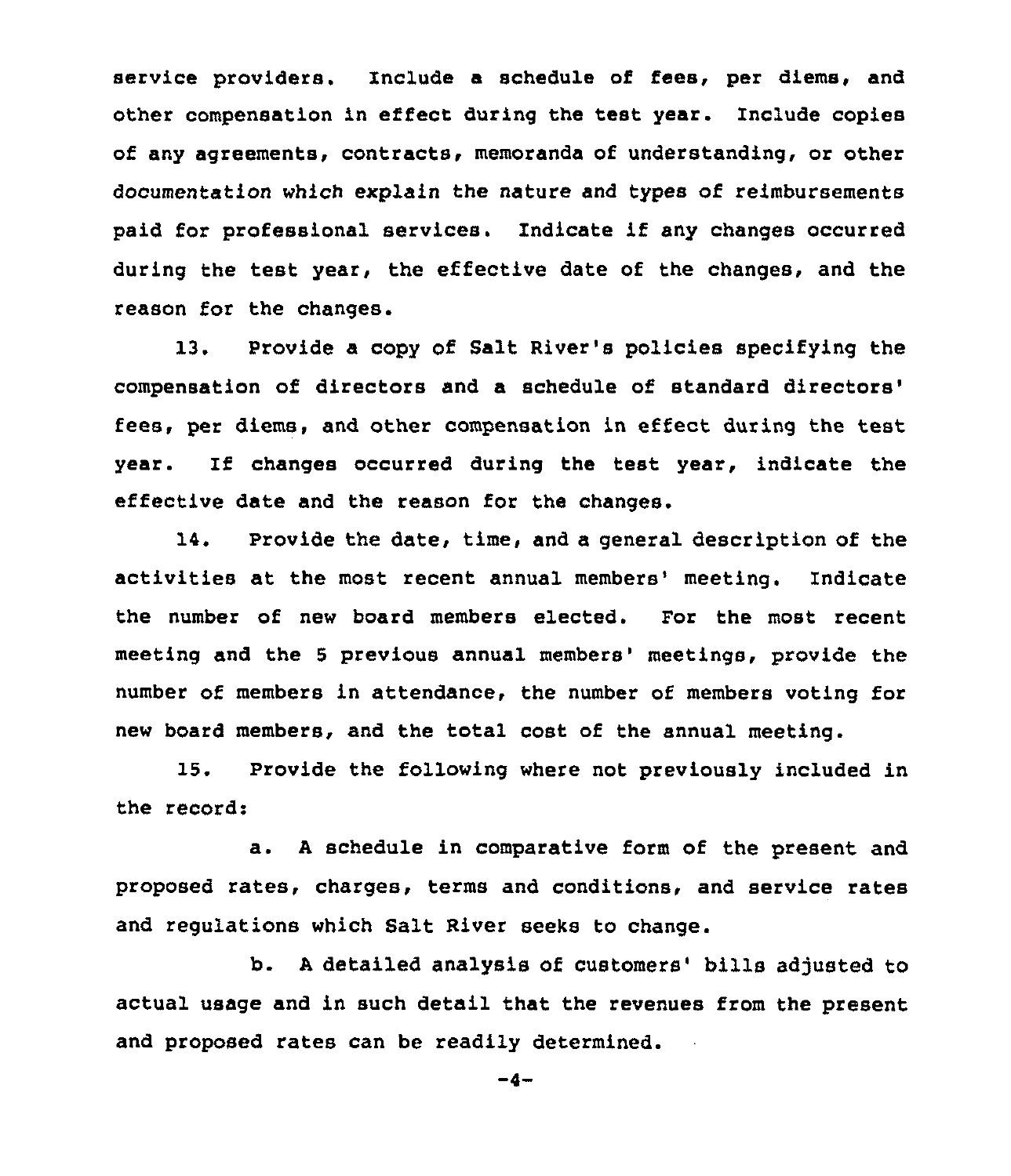service providers. Include a schedule of fees, per diems, and other compensation in effect during the test year. Include copies of any agreements, contracts, memoranda of understanding, or other documentation which explain the nature and types of reimbursements paid for professional services. Indicate if any changes occurred during the test year, the effective date of the changes, and the reason for the changes.

13. Provide a copy of Salt River's policies specifying the compensation of directors and a schedule of standard directors' fees, per diems, and other compensation in effect during the test year. If changes occurred during the test year, indicate the effective date and the reason for the changes.

14. Provide the date, time, and a general description of the activities at the most recent annual members' meeting. Indicate the number of new board members elected. For the most recent meeting and the 5 previous annual members' meetings, provide the number of members in attendance, the number of members voting for new board members, and the total cost of the annual meeting.

15. Provide the following where not previously included in the record:

a. A schedule in comparative form of the present and proposed rates, charges, terms and conditions, and service rates and regulations which Salt River seeks to change.

b. A detailed analysis of customers' bills adjusted to actual usage and in such detail that the revenues from the present and proposed rates can be readily determined.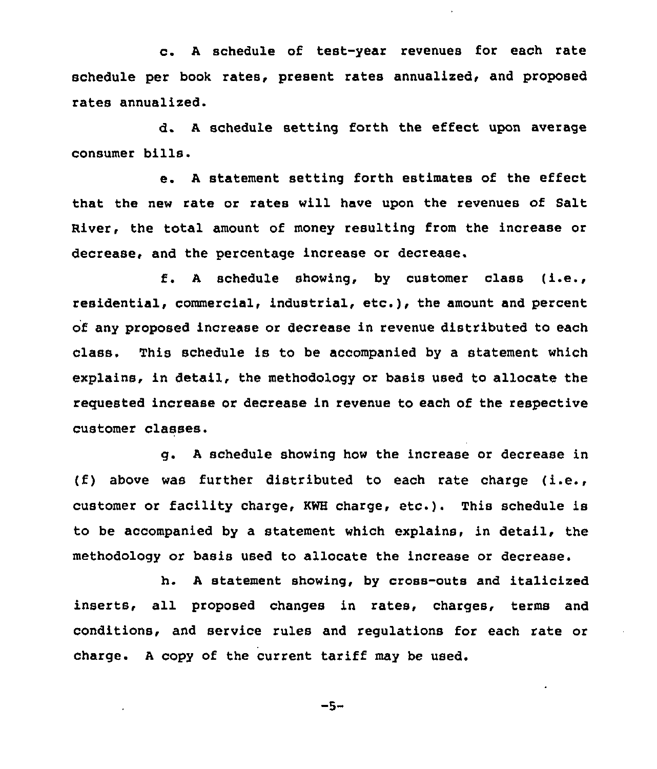c. A schedule of test-year revenues for each rate schedule per book rates, present rates annualized, and proposed rates annualized.

d. A schedule setting forth the effect upon average consumer bills.

e. A statement setting forth estimates of the effect that the new rate or rates will have upon the revenues of Salt River, the total amount of money resulting from the increase or decrease, and the percentage increase or decrease.

f. A schedule showing, by customer class (i.e., residential, commercial, industrial, etc.), the amount and percent of any proposed increase or decrease in revenue distributed to each class. This schedule is to be accompanied by a statement which explains, in detail, the methodology or basis used to allocate the requested increase or decrease in revenue to each of the respective customer classes.

g. A schedule showing how the increase or decrease in (f) above was further distributed to each rate charge (i.e., customer or facility charge, KWH charge, etc.). This schedule is to be accompanied by a statement which explains, in detail, the methodology or basis used to allocate the increase or decrease.

h. A statement showing, by cross-outs and italicized inserts, all proposed changes in rates, charges, terms and conditions, and service rules and regulations for each rate or charge. A copy of the current tariff may be used.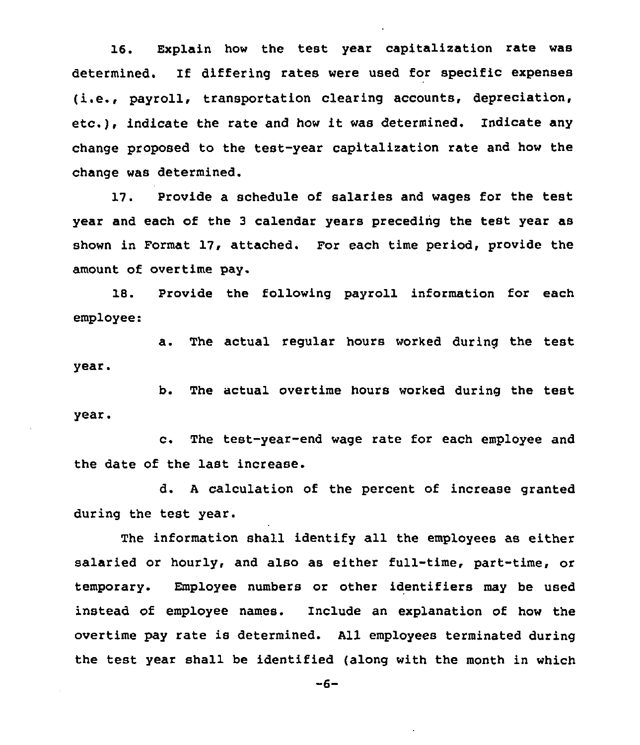16. Explain how the test year capitalization rate was determined. If differing rates were used for specific expenses (i.e., payroll, transportation clearing accounts, depreciation, etc.), indicate the rate and how it was determined. Indicate any change proposed to the test-year capitalization rate and how the change was determined.

17. Provide a schedule of salaries and wages for the test year and each of the 3 calendar years preceding the test year as shown in Format 17, attached. For each time period, provide the amount of overtime pay.

18. Provide the following payroll information for each employee:

a. The actual regular hours worked during the test year.

b. The actual overtime hours worked during the test year.

c. The test-year-end wage rate for each employee and the date of the last increase.

d. A calculation of the percent of increase granted during the test year.

The information shall identify all the employees as either salaried or hourly, and also as either full-time, part-time, or temporary. Employee numbers or other identifiers may be used instead of employee names. Include an explanation of how the overtime pay rate is determined. All employees terminated during the test year shall be identified (along with the month in which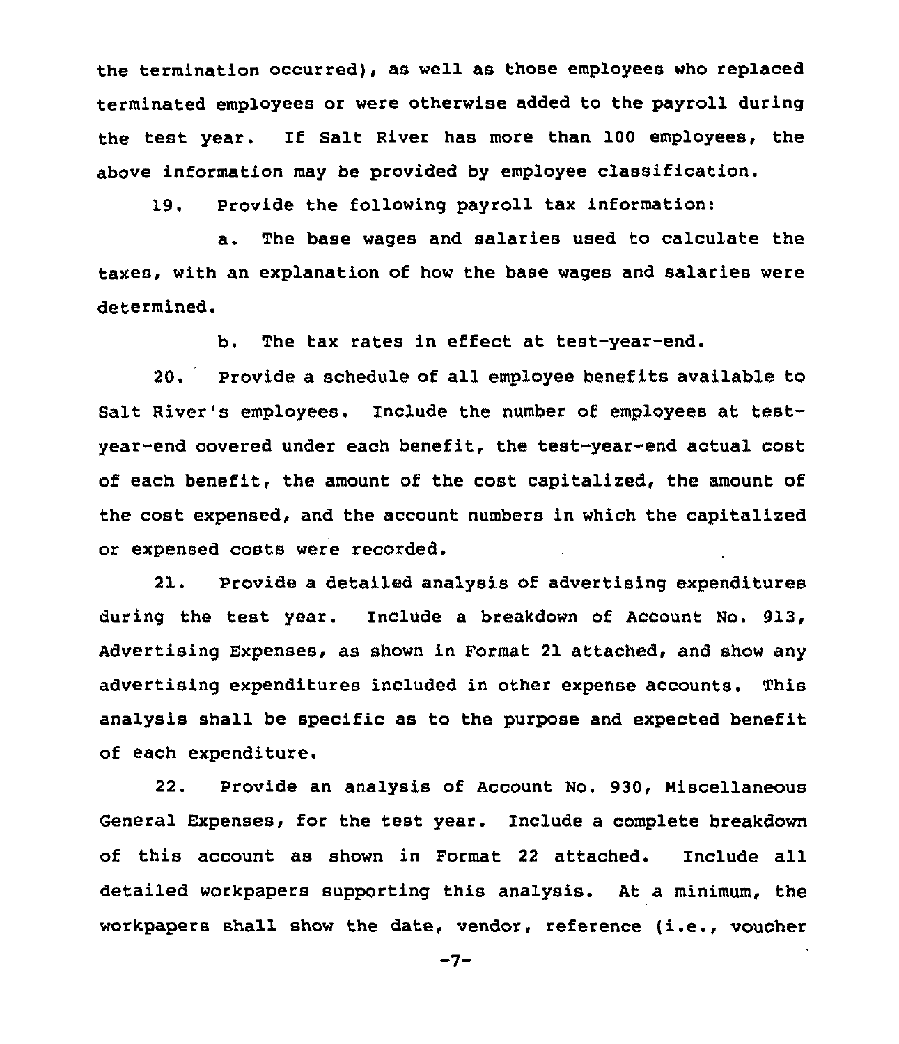the termination occurred), as well as those employees who replaced terminated employees or were otherwise added to the payroll during the test year. If Salt River has more than 100 employees, the above information may be provided by employee classification.

19. Provide the following payroll tax information:

a. The base wages and salaries used to calculate the taxes, with an explanation of how the base wages and salaries were determined.

b. The tax rates in effect at test-year-end.

20. Provide a schedule of all employee benefits available to Salt River's employees. Include the number of employees at test-year-end covered under each benefit, the test-year-end actual cost of each benefit, the amount of the cost capitalized, the amount of the cost expensed, and the account numbers in which the capitalized or expensed costs were recorded.

21. Provide a detailed analysis of advertising expenditures during the test year. Include a breakdown of Account No. 913, Advertising Expenses, as shown in Format 21 attached, and show any advertising expenditures included in other expense accounts. This analysis shall be specific as to the purpose and expected benefit of each expenditure.

22. Provide an analysis of Account No. 930, Miscellaneous General Expenses, for the test year. Include a complete breakdown of this account as shown in Format 22 attached. Include all detailed workpapers supporting this analysis. At a minimum, the workpapers shall show the date, vendor, reference (i.e., voucher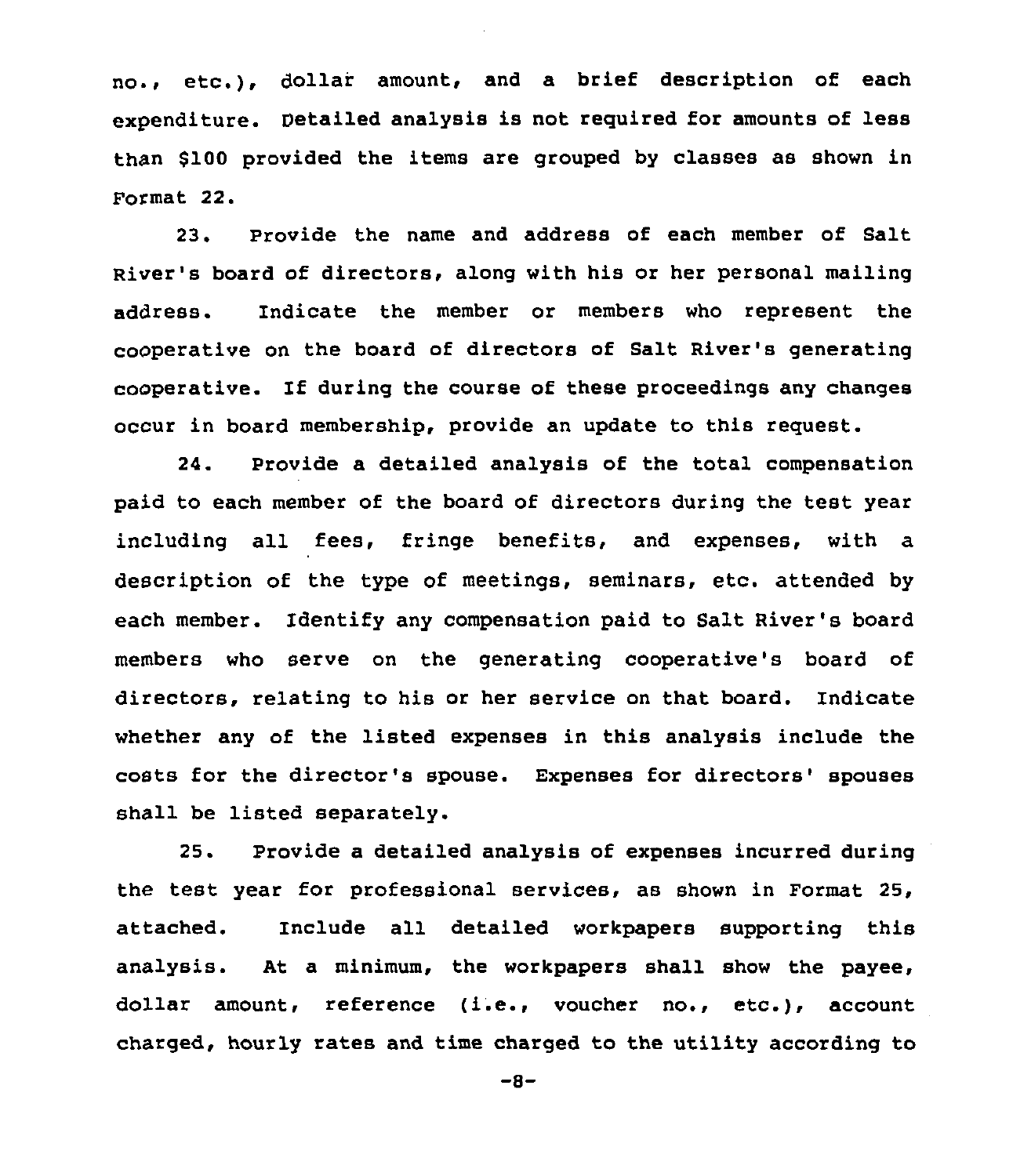no., etc.), dollar amount, and a brief description of each expenditure. Detailed analysis is not required for amounts of less than $100 provided the items are grouped by classes as shown in Format 22.

23. Provide the name and address of each member of Salt River's board of directors, along with his or her personal mailing address. Indicate the member or members who represent the cooperative on the board of directors of Salt River's generating cooperative. If during the course of these proceedings any changes occur in board membership, provide an update to this request.

24. Provide a detailed analysis of the total compensation paid to each member of the board of directors during the test year including all fees, fringe benefits, and expenses, with a description of the type of meetings, seminars, etc. attended by each member. Identify any compensation paid to Salt River's board members who serve on the generating cooperative's board of directors, relating to his or her service on that board. Indicate whether any of the listed expenses in this analysis include the costs for the director's spouse. Expenses for directors' spouses shall be listed separately.

25. Provide a detailed analysis of expenses incurred during the test year for professional services, as shown in Format 25, attached. Include all detailed workpapers supporting this analysis. At a minimum, the workpapers shall show the payee, dollar amount, reference (i.e., voucher no., etc.), account charged, hourly rates and time charged to the utility according to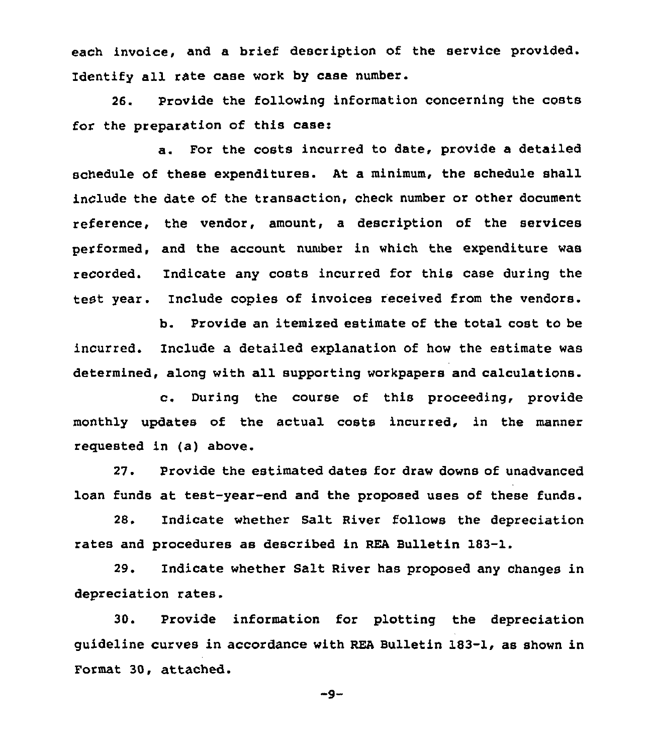each invoice, and a brief description of the service provided. Identify all rate case work by case number.

26. Provide the following information concerning the costs for the preparation of this case:

a. For the costs incurred to date, provide a detailed schedule of these expenditures. At a minimum, the schedule shall include the date of the transaction, check number or other document reference, the vendor, amount, a description of the services performed, and the account number in which the expenditure was recorded. Indicate any costs incurred for this case during the test year. Include copies of invoices received from the vendors.

b. Provide an itemized estimate of the total cost to be incurred. Include a detailed explanation of how the estimate was determined, along with all supporting workpapers and calculations.

c. During the course of this proceeding, provide monthly updates of the actual costs incurred, in the manner requested in (a) above.

27. Provide the estimated dates for draw downs of unadvanced loan funds at test-year-end and the proposed uses of these funds.

28. Indicate whether Salt River follows the depreciation rates and procedures as described in REA Bulletin 183-1.

29. Indicate whether Salt River has proposed any changes in depreciation rates.

30. Provide information for plotting the depreciation guideline curves in accordance with REA Bulletin 183-1, as shown in Format 30, attached.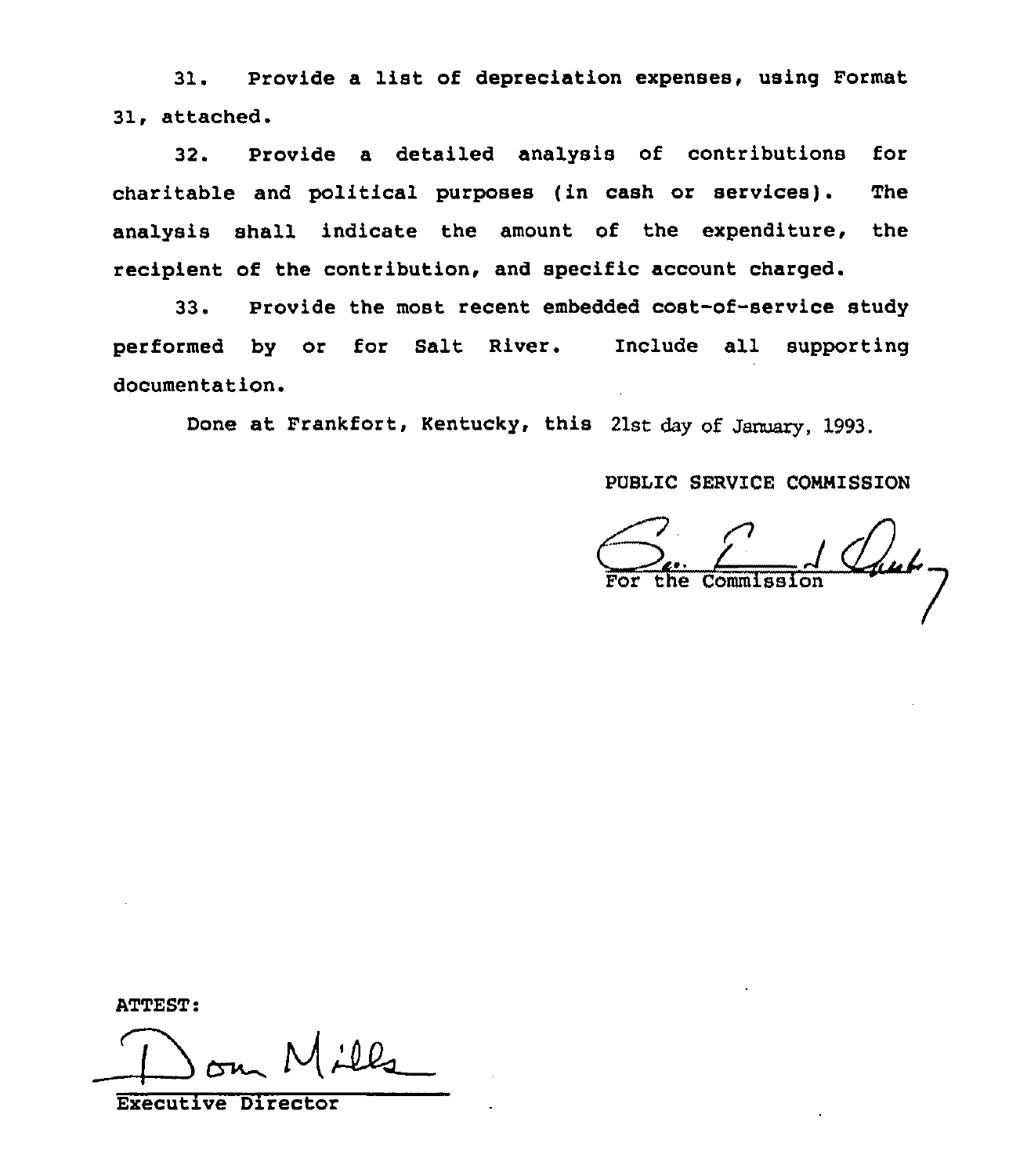31. Provide a list of depreciation expenses, using Format 31, attached.

32. Provide a detailed analysis of contributions for charitable and political purposes (in cash or services). The analysis shall indicate the amount of the expenditure, the recipient of the contribution, and specific account charged.

33. Provide the most recent embedded cost-of-service study performed by or for Salt River. Include all supporting documentation.

Done at Frankfort, Kentucky, this 21st day of January, 1993.

PUBLIC SERVICE COMMISSION

For the Commission

ATTEST:

Executive Director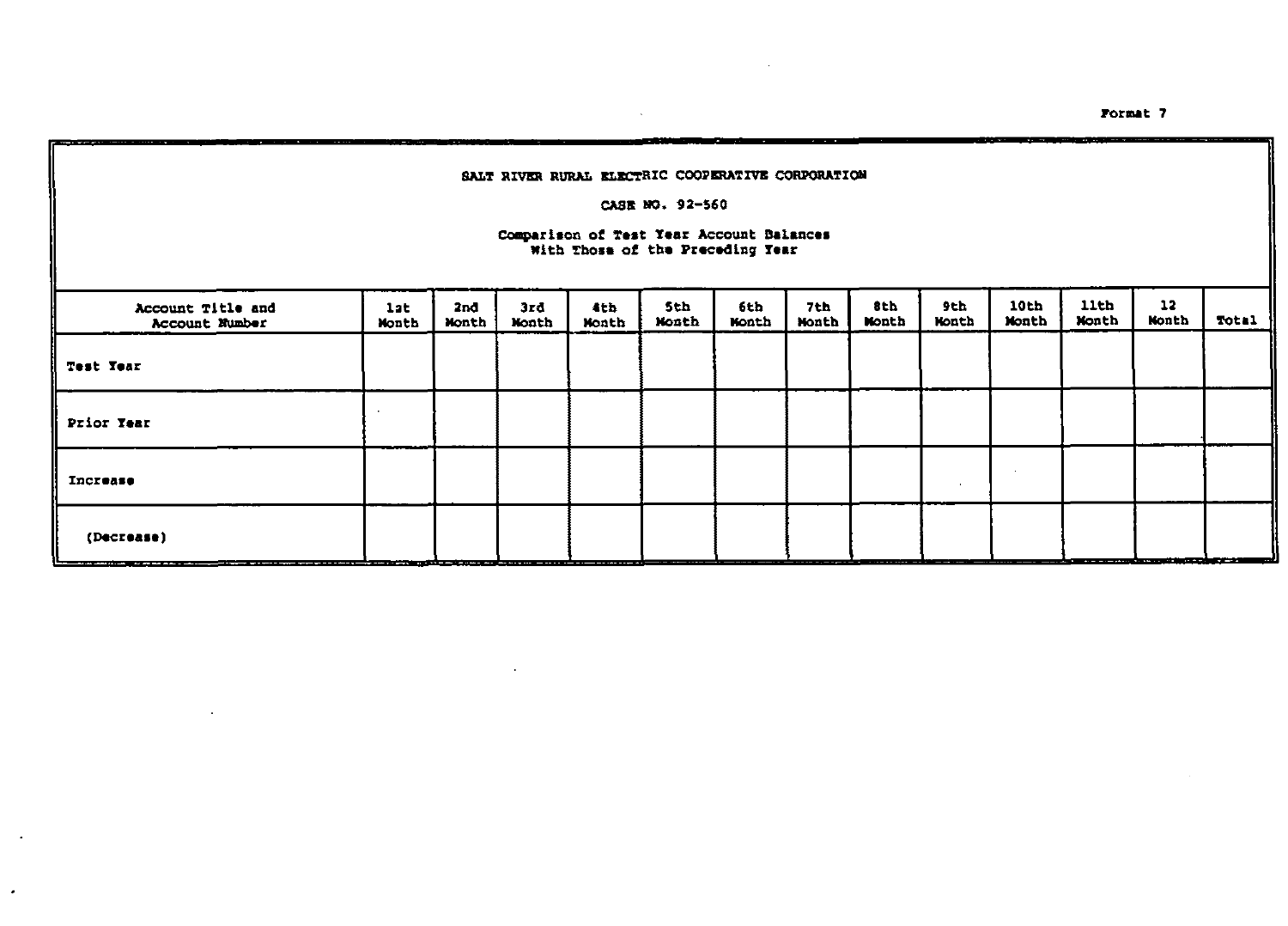Format 7

SALT RIVER RURAL ELECTRIC COOPERATIVE CORPORATION

CASE NO. 92-560

Comparison of Test Year Account Balances
With Those of the Preceding Year

| Account Title and Account Number | 1st Month | 2nd Month | 3rd Month | 4th Month | 5th Month | 6th Month | 7th Month | 8th Month | 9th Month | 10th Month | 11th Month | 12 Month | Total |
|---|---|---|---|---|---|---|---|---|---|---|---|---|---|
| Test Year | | | | | | | | | | | | | |
| Prior Year | | | | | | | | | | | | | |
| Increase | | | | | | | | | | | | | |
| (Decrease) | | | | | | | | | | | | | |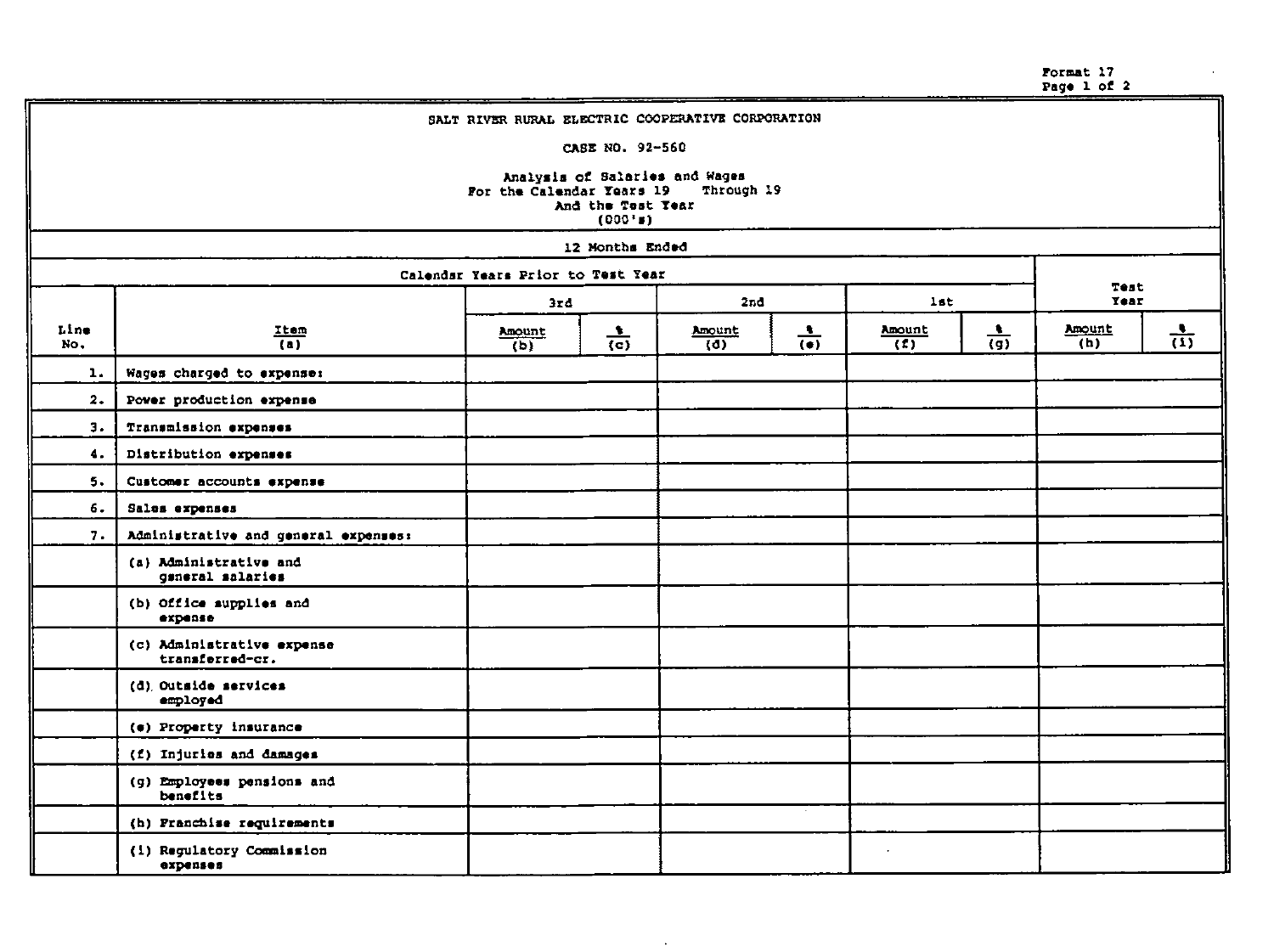Format 17

SALT RIVER RURAL ELECTRIC COOPERATIVE CORPORATION

CASE NO. 92-560

Analysis of Salaries and Wages
For the Calendar Years 19 Through 19
And the Test Year
(000's)

12 Months Ended

| | | Calendar Years Prior to Test Year | | | | | | Test Year | |
|---|---|---|---|---|---|---|---|---|---|
| | | 3rd | | 2nd | | 1st | | | |
| Line No. | Item (a) | Amount (b) | % (c) | Amount (d) | % (e) | Amount (f) | % (g) | Amount (h) | % (i) |
| 1. | Wages charged to expense: | | | | | | | | |
| 2. | Power production expense | | | | | | | | |
| 3. | Transmission expenses | | | | | | | | |
| 4. | Distribution expenses | | | | | | | | |
| 5. | Customer accounts expense | | | | | | | | |
| 6. | Sales expenses | | | | | | | | |
| 7. | Administrative and general expenses: | | | | | | | | |
| | (a) Administrative and general salaries | | | | | | | | |
| | (b) Office supplies and expense | | | | | | | | |
| | (c) Administrative expense transferred-cr. | | | | | | | | |
| | (d) Outside services employed | | | | | | | | |
| | (e) Property insurance | | | | | | | | |
| | (f) Injuries and damages | | | | | | | | |
| | (g) Employees pensions and benefits | | | | | | | | |
| | (h) Franchise requirements | | | | | | | | |
| | (i) Regulatory Commission expenses | | | | | | | | |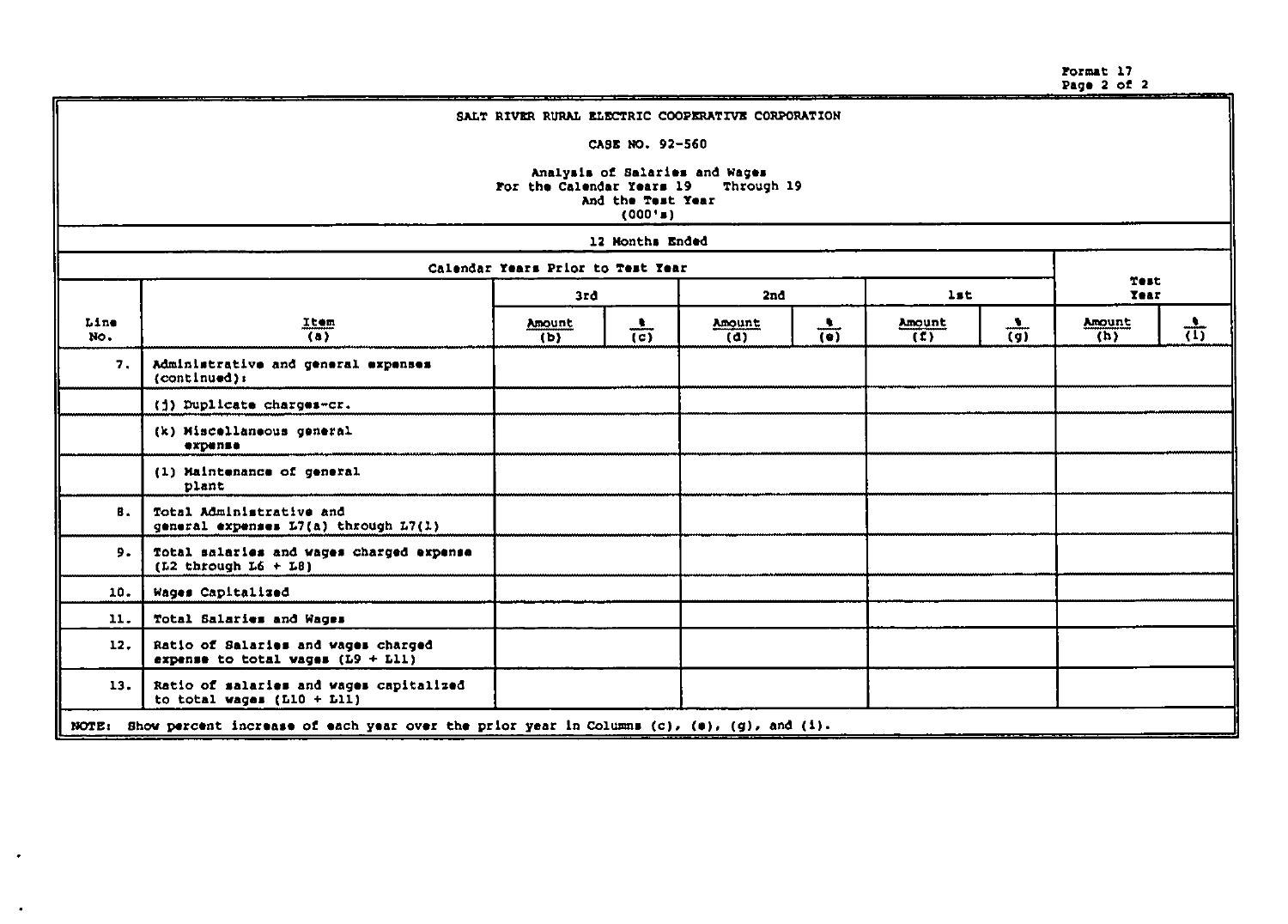Format 17
Page 2 of 2

SALT RIVER RURAL ELECTRIC COOPERATIVE CORPORATION

CASE NO. 92-560

Analysis of Salaries and Wages
For the Calendar Years 19 Through 19
And the Test Year
(000's)

12 Months Ended

| | | Calendar Years Prior to Test Year | | | | | | Test Year | |
|---|---|---|---|---|---|---|---|---|---|
| | | 3rd | | 2nd | | 1st | | | |
| Line No. | Item (a) | Amount (b) | % (c) | Amount (d) | % (e) | Amount (f) | % (g) | Amount (h) | % (i) |
| 7. | Administrative and general expenses (continued): | | | | | | | | |
| | (j) Duplicate charges-cr. | | | | | | | | |
| | (k) Miscellaneous general expense | | | | | | | | |
| | (l) Maintenance of general plant | | | | | | | | |
| 8. | Total Administrative and general expenses L7(a) through L7(l) | | | | | | | | |
| 9. | Total salaries and wages charged expense (L2 through L6 + L8) | | | | | | | | |
| 10. | Wages Capitalized | | | | | | | | |
| 11. | Total Salaries and Wages | | | | | | | | |
| 12. | Ratio of Salaries and wages charged expense to total wages (L9 ÷ L11) | | | | | | | | |
| 13. | Ratio of salaries and wages capitalized to total wages (L10 ÷ L11) | | | | | | | | |

NOTE: Show percent increase of each year over the prior year in Columns (c), (e), (g), and (i).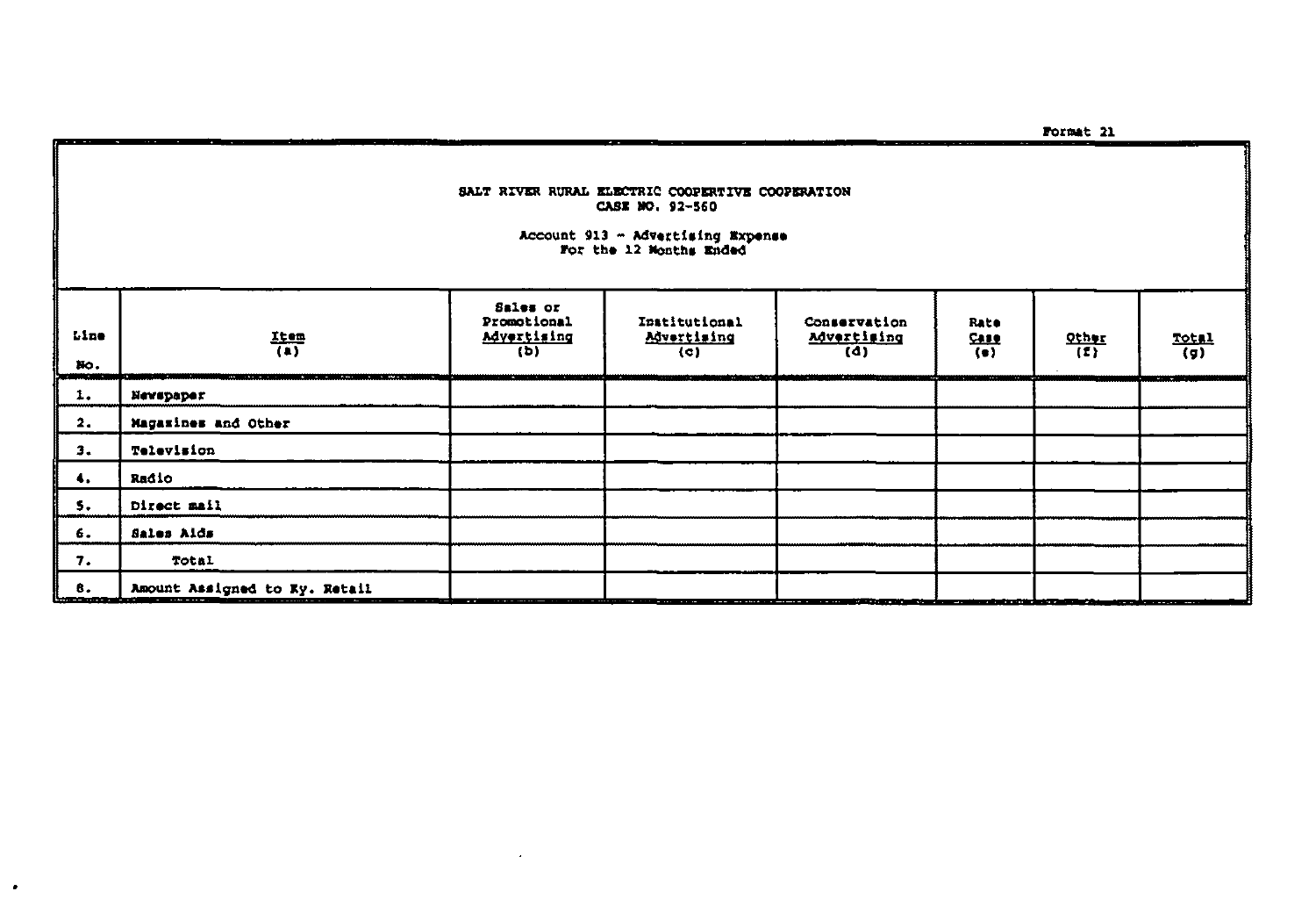Format 21

SALT RIVER RURAL ELECTRIC COOPERTIVE COOPERATION
CASE NO. 92-560

Account 913 - Advertising Expense
For the 12 Months Ended

| Line No. | Item (a) | Sales or Promotional Advertising (b) | Institutional Advertising (c) | Conservation Advertising (d) | Rate Case (e) | Other (f) | Total (g) |
|---|---|---|---|---|---|---|---|
| 1. | Newspaper | | | | | | |
| 2. | Magazines and Other | | | | | | |
| 3. | Television | | | | | | |
| 4. | Radio | | | | | | |
| 5. | Direct mail | | | | | | |
| 6. | Sales Aids | | | | | | |
| 7. | Total | | | | | | |
| 8. | Amount Assigned to Ky. Retail | | | | | | |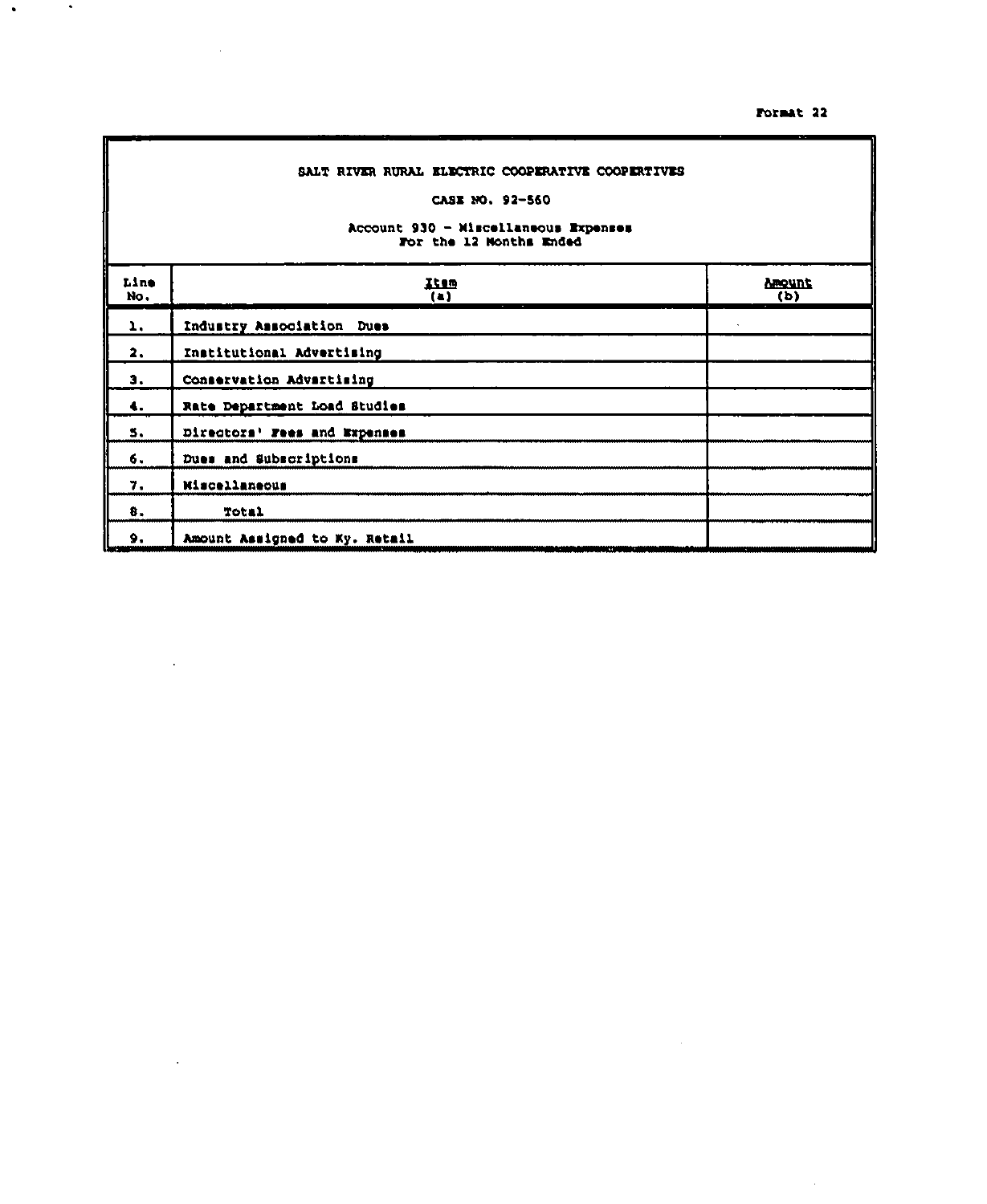Format 22

SALT RIVER RURAL ELECTRIC COOPERATIVE COOPERTIVES

CASE NO. 92-560

Account 930 - Miscellaneous Expenses
For the 12 Months Ended

| Line No. | Item (a) | Amount (b) |
|---|---|---|
| 1. | Industry Association Dues | |
| 2. | Institutional Advertising | |
| 3. | Conservation Advertising | |
| 4. | Rate Department Load Studies | |
| 5. | Directors' Fees and Expenses | |
| 6. | Dues and Subscriptions | |
| 7. | Miscellaneous | |
| 8. | Total | |
| 9. | Amount Assigned to Ky. Retail | |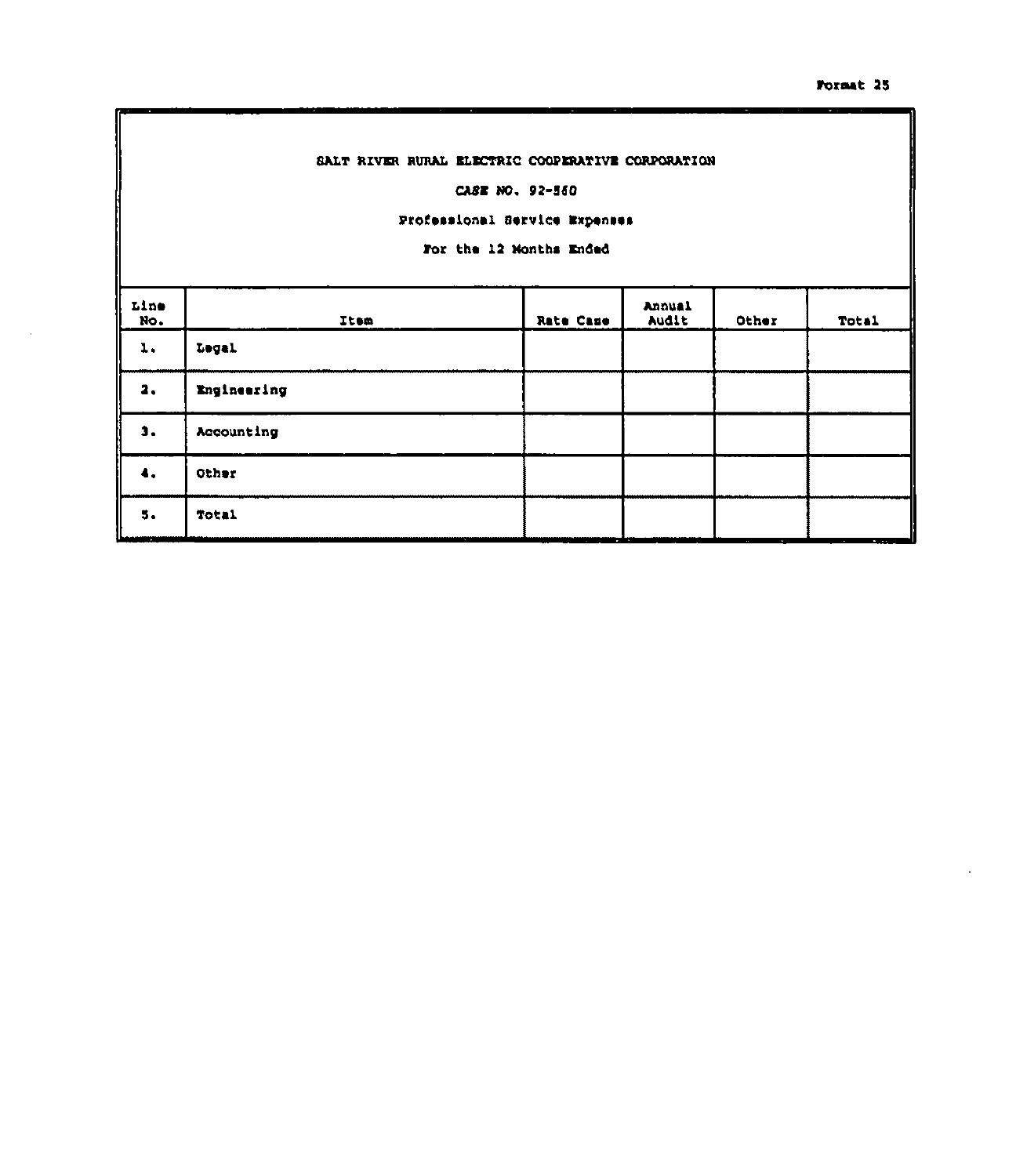Format 25

SALT RIVER RURAL ELECTRIC COOPERATIVE CORPORATION

CASE NO. 92-560

Professional Service Expenses

For the 12 Months Ended

| Line No. | Item | Rate Case | Annual Audit | Other | Total |
|---|---|---|---|---|---|
| 1. | Legal | | | | |
| 2. | Engineering | | | | |
| 3. | Accounting | | | | |
| 4. | Other | | | | |
| 5. | Total | | | | |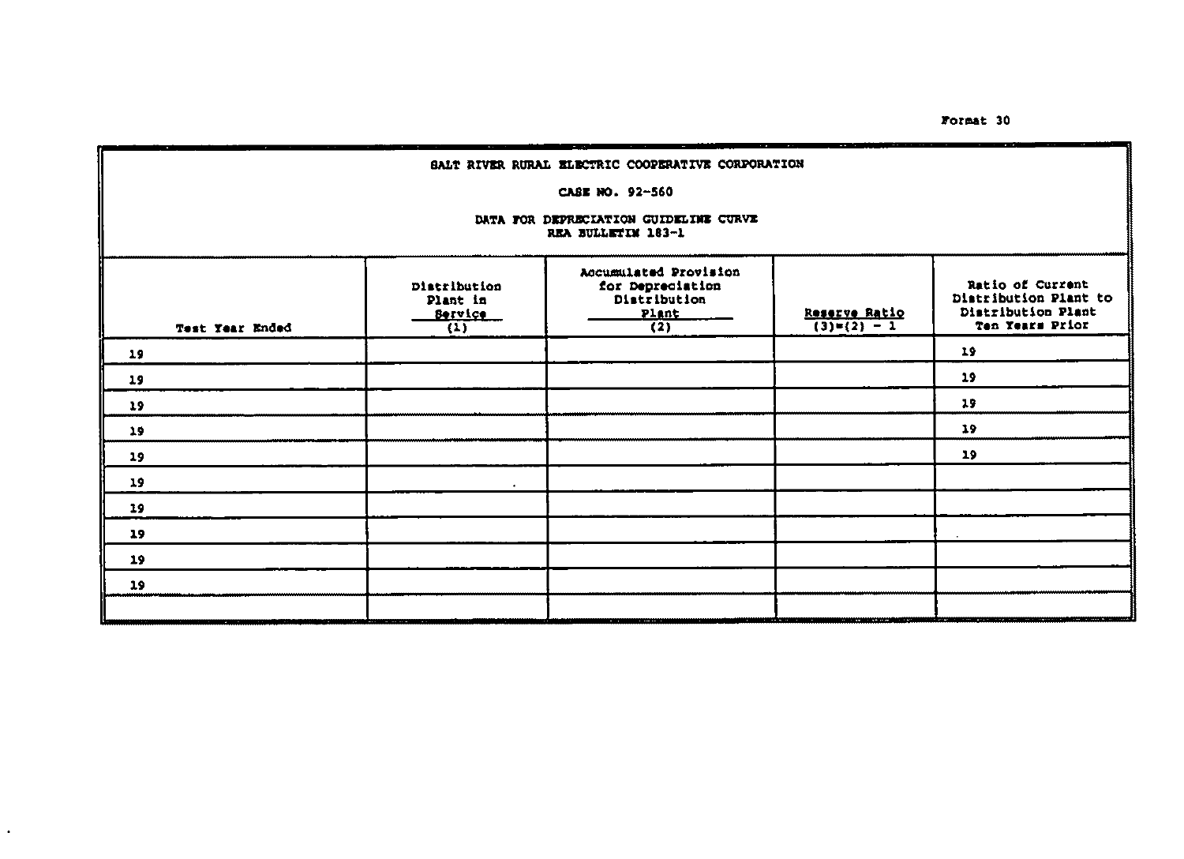Format 30

SALT RIVER RURAL ELECTRIC COOPERATIVE CORPORATION

CASE NO. 92-560

DATA FOR DEPRECIATION GUIDELINE CURVE
REA BULLETIN 183-1

| Test Year Ended | Distribution Plant in Service (1) | Accumulated Provision for Depreciation Distribution Plant (2) | Reserve Ratio (3)=(2) - 1 | Ratio of Current Distribution Plant to Distribution Plant Ten Years Prior |
|---|---|---|---|---|
| 19 | | | | 19 |
| 19 | | | | 19 |
| 19 | | | | 19 |
| 19 | | | | 19 |
| 19 | | | | 19 |
| 19 | | | | |
| 19 | | | | |
| 19 | | | | |
| 19 | | | | |
| 19 | | | | |
| | | | | |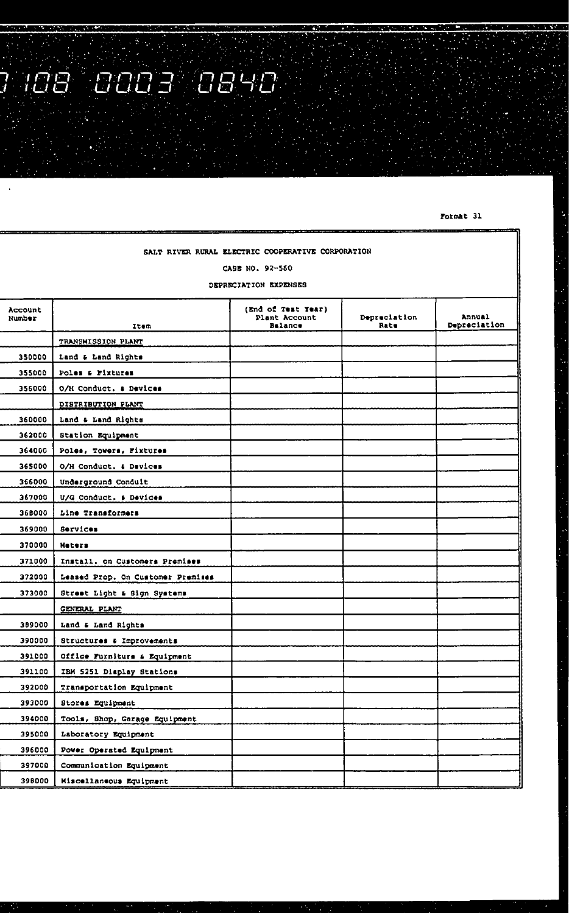7108 0003 0840

Format 31

SALT RIVER RURAL ELECTRIC COOPERATIVE CORPORATION

CASE NO. 92-560

DEPRECIATION EXPENSES

| Account Number | Item | (End of Test Year) Plant Account Balance | Depreciation Rate | Annual Depreciation |
|---|---|---|---|---|
| | TRANSMISSION PLANT | | | |
| 350000 | Land & Land Rights | | | |
| 355000 | Poles & Fixtures | | | |
| 356000 | O/H Conduct. & Devices | | | |
| | DISTRIBUTION PLANT | | | |
| 360000 | Land & Land Rights | | | |
| 362000 | Station Equipment | | | |
| 364000 | Poles, Towers, Fixtures | | | |
| 365000 | O/H Conduct. & Devices | | | |
| 366000 | Underground Conduit | | | |
| 367000 | U/G Conduct. & Devices | | | |
| 368000 | Line Transformers | | | |
| 369000 | Services | | | |
| 370000 | Meters | | | |
| 371000 | Install. on Customers Premises | | | |
| 372000 | Leased Prop. On Customer Premises | | | |
| 373000 | Street Light & Sign Systems | | | |
| | GENERAL PLANT | | | |
| 389000 | Land & Land Rights | | | |
| 390000 | Structures & Improvements | | | |
| 391000 | Office Furniture & Equipment | | | |
| 391100 | IBM 5251 Display Stations | | | |
| 392000 | Transportation Equipment | | | |
| 393000 | Stores Equipment | | | |
| 394000 | Tools, Shop, Garage Equipment | | | |
| 395000 | Laboratory Equipment | | | |
| 396000 | Power Operated Equipment | | | |
| 397000 | Communication Equipment | | | |
| 398000 | Miscellaneous Equipment | | | |